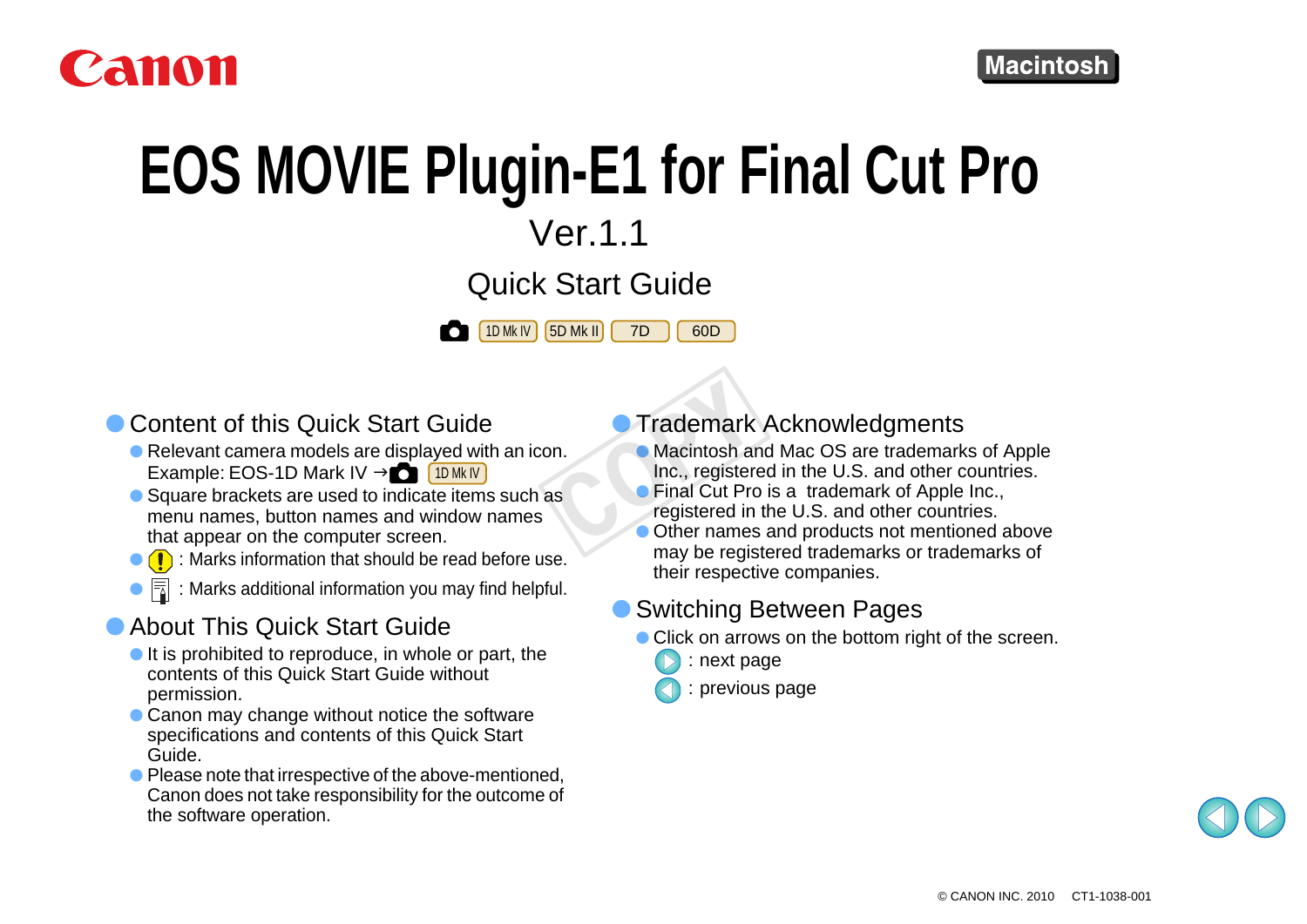Canon

Macintosh

# EOS MOVIE Plugin-E1 for Final Cut Pro

Ver.1.1

Quick Start Guide

1D Mk IV 5D Mk II 7D 60D

## Content of this Quick Start Guide

- Relevant camera models are displayed with an icon.
  Example: EOS-1D Mark IV → 1D Mk IV
- Square brackets are used to indicate items such as menu names, button names and window names that appear on the computer screen.
- : Marks information that should be read before use.
- : Marks additional information you may find helpful.

## About This Quick Start Guide

- It is prohibited to reproduce, in whole or part, the contents of this Quick Start Guide without permission.
- Canon may change without notice the software specifications and contents of this Quick Start Guide.
- Please note that irrespective of the above-mentioned, Canon does not take responsibility for the outcome of the software operation.

## Trademark Acknowledgments

- Macintosh and Mac OS are trademarks of Apple Inc., registered in the U.S. and other countries.
- Final Cut Pro is a trademark of Apple Inc., registered in the U.S. and other countries.
- Other names and products not mentioned above may be registered trademarks or trademarks of their respective companies.

## Switching Between Pages

- Click on arrows on the bottom right of the screen.
  - : next page
  - : previous page

© CANON INC. 2010 CT1-1038-001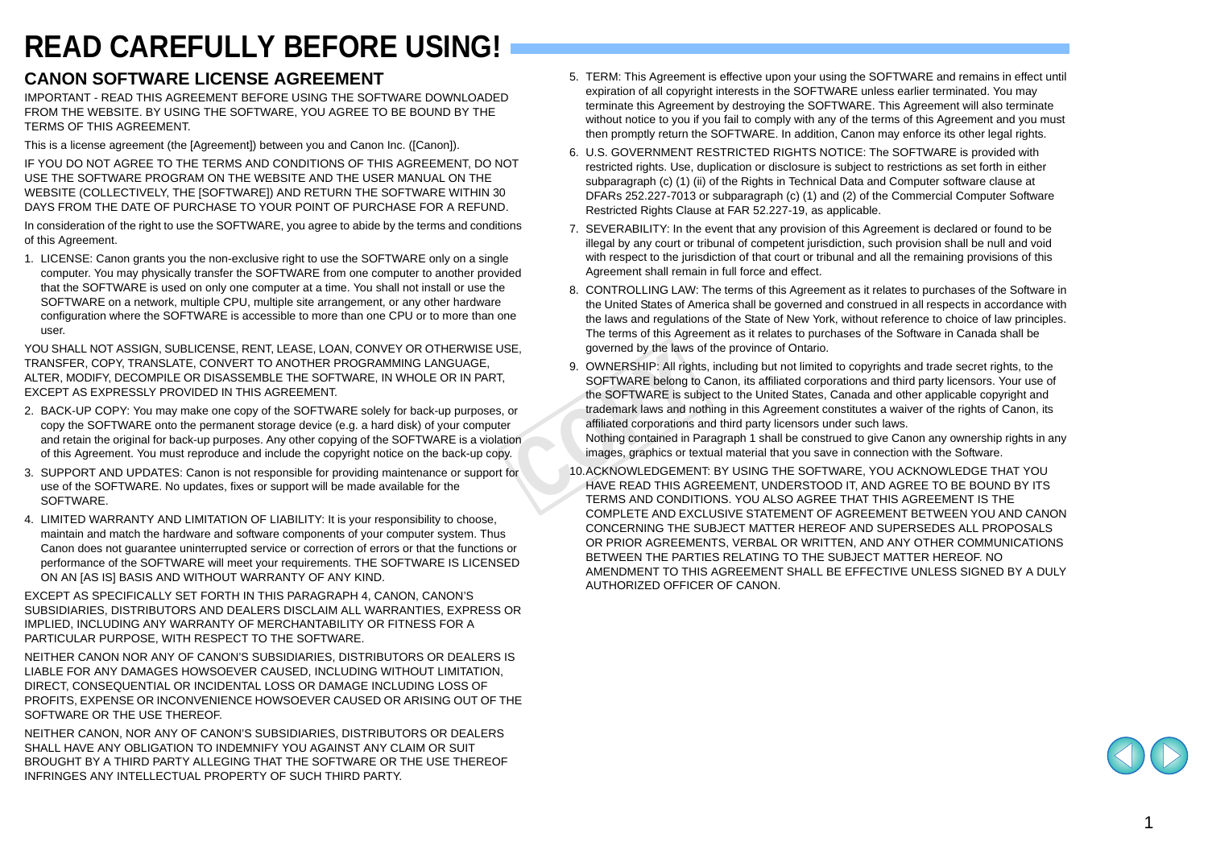# READ CAREFULLY BEFORE USING!

## CANON SOFTWARE LICENSE AGREEMENT

IMPORTANT - READ THIS AGREEMENT BEFORE USING THE SOFTWARE DOWNLOADED FROM THE WEBSITE. BY USING THE SOFTWARE, YOU AGREE TO BE BOUND BY THE TERMS OF THIS AGREEMENT.

This is a license agreement (the [Agreement]) between you and Canon Inc. ([Canon]).

IF YOU DO NOT AGREE TO THE TERMS AND CONDITIONS OF THIS AGREEMENT, DO NOT USE THE SOFTWARE PROGRAM ON THE WEBSITE AND THE USER MANUAL ON THE WEBSITE (COLLECTIVELY, THE [SOFTWARE]) AND RETURN THE SOFTWARE WITHIN 30 DAYS FROM THE DATE OF PURCHASE TO YOUR POINT OF PURCHASE FOR A REFUND.

In consideration of the right to use the SOFTWARE, you agree to abide by the terms and conditions of this Agreement.

1. LICENSE: Canon grants you the non-exclusive right to use the SOFTWARE only on a single computer. You may physically transfer the SOFTWARE from one computer to another provided that the SOFTWARE is used on only one computer at a time. You shall not install or use the SOFTWARE on a network, multiple CPU, multiple site arrangement, or any other hardware configuration where the SOFTWARE is accessible to more than one CPU or to more than one user.

YOU SHALL NOT ASSIGN, SUBLICENSE, RENT, LEASE, LOAN, CONVEY OR OTHERWISE USE, TRANSFER, COPY, TRANSLATE, CONVERT TO ANOTHER PROGRAMMING LANGUAGE, ALTER, MODIFY, DECOMPILE OR DISASSEMBLE THE SOFTWARE, IN WHOLE OR IN PART, EXCEPT AS EXPRESSLY PROVIDED IN THIS AGREEMENT.

2. BACK-UP COPY: You may make one copy of the SOFTWARE solely for back-up purposes, or copy the SOFTWARE onto the permanent storage device (e.g. a hard disk) of your computer and retain the original for back-up purposes. Any other copying of the SOFTWARE is a violation of this Agreement. You must reproduce and include the copyright notice on the back-up copy.
3. SUPPORT AND UPDATES: Canon is not responsible for providing maintenance or support for use of the SOFTWARE. No updates, fixes or support will be made available for the SOFTWARE.
4. LIMITED WARRANTY AND LIMITATION OF LIABILITY: It is your responsibility to choose, maintain and match the hardware and software components of your computer system. Thus Canon does not guarantee uninterrupted service or correction of errors or that the functions or performance of the SOFTWARE will meet your requirements. THE SOFTWARE IS LICENSED ON AN [AS IS] BASIS AND WITHOUT WARRANTY OF ANY KIND.

EXCEPT AS SPECIFICALLY SET FORTH IN THIS PARAGRAPH 4, CANON, CANON'S SUBSIDIARIES, DISTRIBUTORS AND DEALERS DISCLAIM ALL WARRANTIES, EXPRESS OR IMPLIED, INCLUDING ANY WARRANTY OF MERCHANTABILITY OR FITNESS FOR A PARTICULAR PURPOSE, WITH RESPECT TO THE SOFTWARE.

NEITHER CANON NOR ANY OF CANON'S SUBSIDIARIES, DISTRIBUTORS OR DEALERS IS LIABLE FOR ANY DAMAGES HOWSOEVER CAUSED, INCLUDING WITHOUT LIMITATION, DIRECT, CONSEQUENTIAL OR INCIDENTAL LOSS OR DAMAGE INCLUDING LOSS OF PROFITS, EXPENSE OR INCONVENIENCE HOWSOEVER CAUSED OR ARISING OUT OF THE SOFTWARE OR THE USE THEREOF.

NEITHER CANON, NOR ANY OF CANON'S SUBSIDIARIES, DISTRIBUTORS OR DEALERS SHALL HAVE ANY OBLIGATION TO INDEMNIFY YOU AGAINST ANY CLAIM OR SUIT BROUGHT BY A THIRD PARTY ALLEGING THAT THE SOFTWARE OR THE USE THEREOF INFRINGES ANY INTELLECTUAL PROPERTY OF SUCH THIRD PARTY.

5. TERM: This Agreement is effective upon your using the SOFTWARE and remains in effect until expiration of all copyright interests in the SOFTWARE unless earlier terminated. You may terminate this Agreement by destroying the SOFTWARE. This Agreement will also terminate without notice to you if you fail to comply with any of the terms of this Agreement and you must then promptly return the SOFTWARE. In addition, Canon may enforce its other legal rights.
6. U.S. GOVERNMENT RESTRICTED RIGHTS NOTICE: The SOFTWARE is provided with restricted rights. Use, duplication or disclosure is subject to restrictions as set forth in either subparagraph (c) (1) (ii) of the Rights in Technical Data and Computer software clause at DFARs 252.227-7013 or subparagraph (c) (1) and (2) of the Commercial Computer Software Restricted Rights Clause at FAR 52.227-19, as applicable.
7. SEVERABILITY: In the event that any provision of this Agreement is declared or found to be illegal by any court or tribunal of competent jurisdiction, such provision shall be null and void with respect to the jurisdiction of that court or tribunal and all the remaining provisions of this Agreement shall remain in full force and effect.
8. CONTROLLING LAW: The terms of this Agreement as it relates to purchases of the Software in the United States of America shall be governed and construed in all respects in accordance with the laws and regulations of the State of New York, without reference to choice of law principles. The terms of this Agreement as it relates to purchases of the Software in Canada shall be governed by the laws of the province of Ontario.
9. OWNERSHIP: All rights, including but not limited to copyrights and trade secret rights, to the SOFTWARE belong to Canon, its affiliated corporations and third party licensors. Your use of the SOFTWARE is subject to the United States, Canada and other applicable copyright and trademark laws and nothing in this Agreement constitutes a waiver of the rights of Canon, its affiliated corporations and third party licensors under such laws.
   Nothing contained in Paragraph 1 shall be construed to give Canon any ownership rights in any images, graphics or textual material that you save in connection with the Software.
10. ACKNOWLEDGEMENT: BY USING THE SOFTWARE, YOU ACKNOWLEDGE THAT YOU HAVE READ THIS AGREEMENT, UNDERSTOOD IT, AND AGREE TO BE BOUND BY ITS TERMS AND CONDITIONS. YOU ALSO AGREE THAT THIS AGREEMENT IS THE COMPLETE AND EXCLUSIVE STATEMENT OF AGREEMENT BETWEEN YOU AND CANON CONCERNING THE SUBJECT MATTER HEREOF AND SUPERSEDES ALL PROPOSALS OR PRIOR AGREEMENTS, VERBAL OR WRITTEN, AND ANY OTHER COMMUNICATIONS BETWEEN THE PARTIES RELATING TO THE SUBJECT MATTER HEREOF. NO AMENDMENT TO THIS AGREEMENT SHALL BE EFFECTIVE UNLESS SIGNED BY A DULY AUTHORIZED OFFICER OF CANON.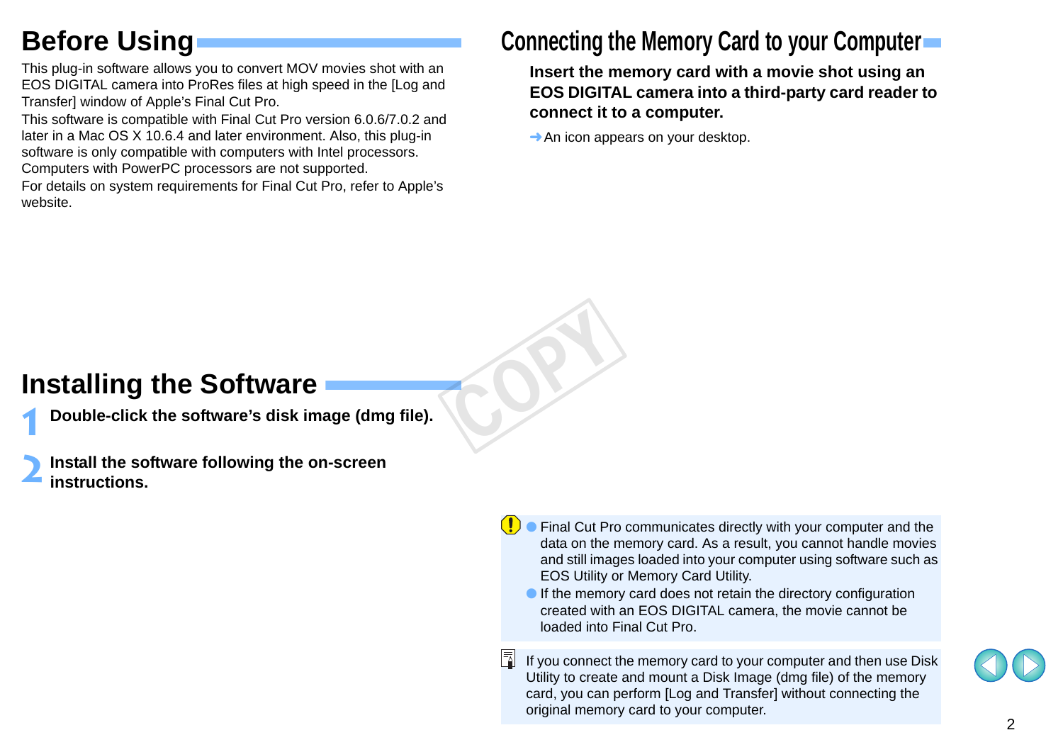## Before Using

This plug-in software allows you to convert MOV movies shot with an EOS DIGITAL camera into ProRes files at high speed in the [Log and Transfer] window of Apple's Final Cut Pro.

This software is compatible with Final Cut Pro version 6.0.6/7.0.2 and later in a Mac OS X 10.6.4 and later environment. Also, this plug-in software is only compatible with computers with Intel processors. Computers with PowerPC processors are not supported.

For details on system requirements for Final Cut Pro, refer to Apple's website.

## Installing the Software

1. **Double-click the software's disk image (dmg file).**

2. **Install the software following the on-screen instructions.**

## Connecting the Memory Card to your Computer

**Insert the memory card with a movie shot using an EOS DIGITAL camera into a third-party card reader to connect it to a computer.**

➜ An icon appears on your desktop.

- Final Cut Pro communicates directly with your computer and the data on the memory card. As a result, you cannot handle movies and still images loaded into your computer using software such as EOS Utility or Memory Card Utility.
- If the memory card does not retain the directory configuration created with an EOS DIGITAL camera, the movie cannot be loaded into Final Cut Pro.

If you connect the memory card to your computer and then use Disk Utility to create and mount a Disk Image (dmg file) of the memory card, you can perform [Log and Transfer] without connecting the original memory card to your computer.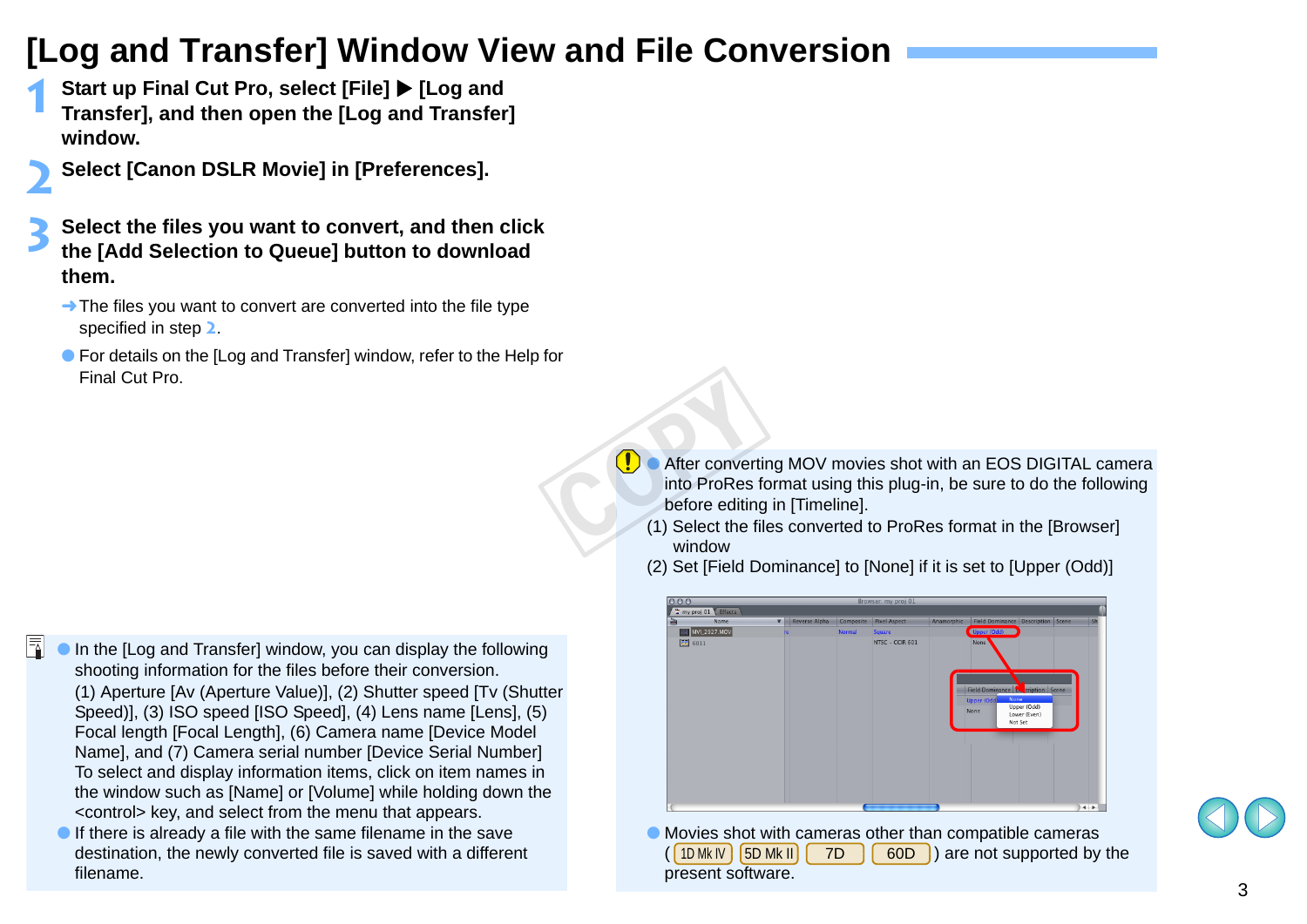# [Log and Transfer] Window View and File Conversion

1. **Start up Final Cut Pro, select [File] ▶ [Log and Transfer], and then open the [Log and Transfer] window.**

2. **Select [Canon DSLR Movie] in [Preferences].**

3. **Select the files you want to convert, and then click the [Add Selection to Queue] button to download them.**

   ➜ The files you want to convert are converted into the file type specified in step 2.

   - For details on the [Log and Transfer] window, refer to the Help for Final Cut Pro.

- In the [Log and Transfer] window, you can display the following shooting information for the files before their conversion. (1) Aperture [Av (Aperture Value)], (2) Shutter speed [Tv (Shutter Speed)], (3) ISO speed [ISO Speed], (4) Lens name [Lens], (5) Focal length [Focal Length], (6) Camera name [Device Model Name], and (7) Camera serial number [Device Serial Number] To select and display information items, click on item names in the window such as [Name] or [Volume] while holding down the <control> key, and select from the menu that appears.
- If there is already a file with the same filename in the save destination, the newly converted file is saved with a different filename.

- After converting MOV movies shot with an EOS DIGITAL camera into ProRes format using this plug-in, be sure to do the following before editing in [Timeline].

(1) Select the files converted to ProRes format in the [Browser] window

(2) Set [Field Dominance] to [None] if it is set to [Upper (Odd)]

- Movies shot with cameras other than compatible cameras (1D Mk IV, 5D Mk II, 7D, 60D) are not supported by the present software.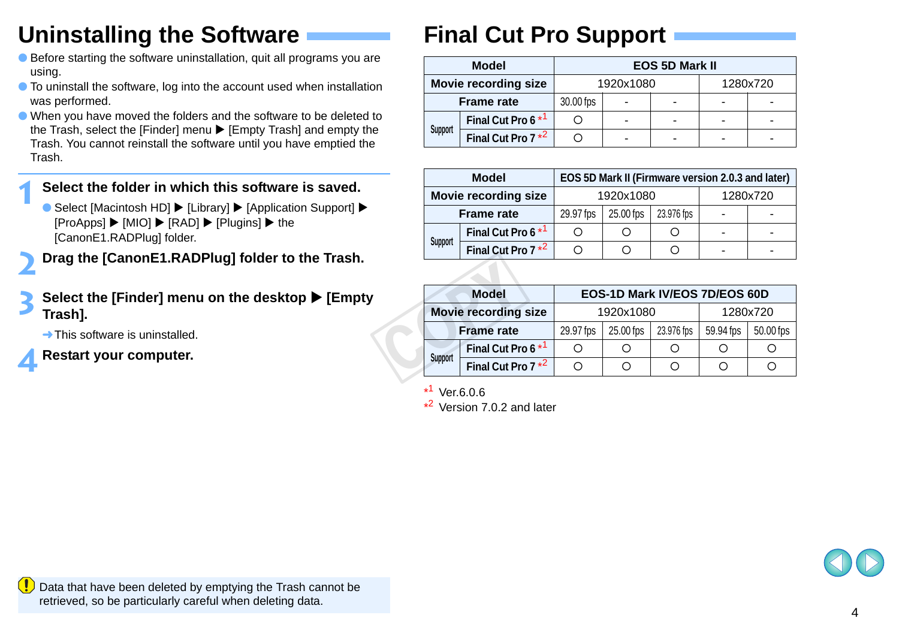## Uninstalling the Software

- Before starting the software uninstallation, quit all programs you are using.
- To uninstall the software, log into the account used when installation was performed.
- When you have moved the folders and the software to be deleted to the Trash, select the [Finder] menu ▶ [Empty Trash] and empty the Trash. You cannot reinstall the software until you have emptied the Trash.

**1 Select the folder in which this software is saved.**

- Select [Macintosh HD] ▶ [Library] ▶ [Application Support] ▶ [ProApps] ▶ [MIO] ▶ [RAD] ▶ [Plugins] ▶ the [CanonE1.RADPlug] folder.

**2 Drag the [CanonE1.RADPlug] folder to the Trash.**

**3 Select the [Finder] menu on the desktop ▶ [Empty Trash].**

➜ This software is uninstalled.

**4 Restart your computer.**

Data that have been deleted by emptying the Trash cannot be retrieved, so be particularly careful when deleting data.

## Final Cut Pro Support

| Model | | EOS 5D Mark II | | | | |
|---|---|---|---|---|---|---|
| Movie recording size | | 1920x1080 | | | 1280x720 | |
| Frame rate | | 30.00 fps | - | - | - | - |
| Support | Final Cut Pro 6 *1 | ○ | - | - | - | - |
| | Final Cut Pro 7 *2 | ○ | - | - | - | - |

| Model | | EOS 5D Mark II (Firmware version 2.0.3 and later) | | | | |
|---|---|---|---|---|---|---|
| Movie recording size | | 1920x1080 | | | 1280x720 | |
| Frame rate | | 29.97 fps | 25.00 fps | 23.976 fps | - | - |
| Support | Final Cut Pro 6 *1 | ○ | ○ | ○ | - | - |
| | Final Cut Pro 7 *2 | ○ | ○ | ○ | - | - |

| Model | | EOS-1D Mark IV/EOS 7D/EOS 60D | | | | |
|---|---|---|---|---|---|---|
| Movie recording size | | 1920x1080 | | | 1280x720 | |
| Frame rate | | 29.97 fps | 25.00 fps | 23.976 fps | 59.94 fps | 50.00 fps |
| Support | Final Cut Pro 6 *1 | ○ | ○ | ○ | ○ | ○ |
| | Final Cut Pro 7 *2 | ○ | ○ | ○ | ○ | ○ |

*1 Ver.6.0.6

*2 Version 7.0.2 and later